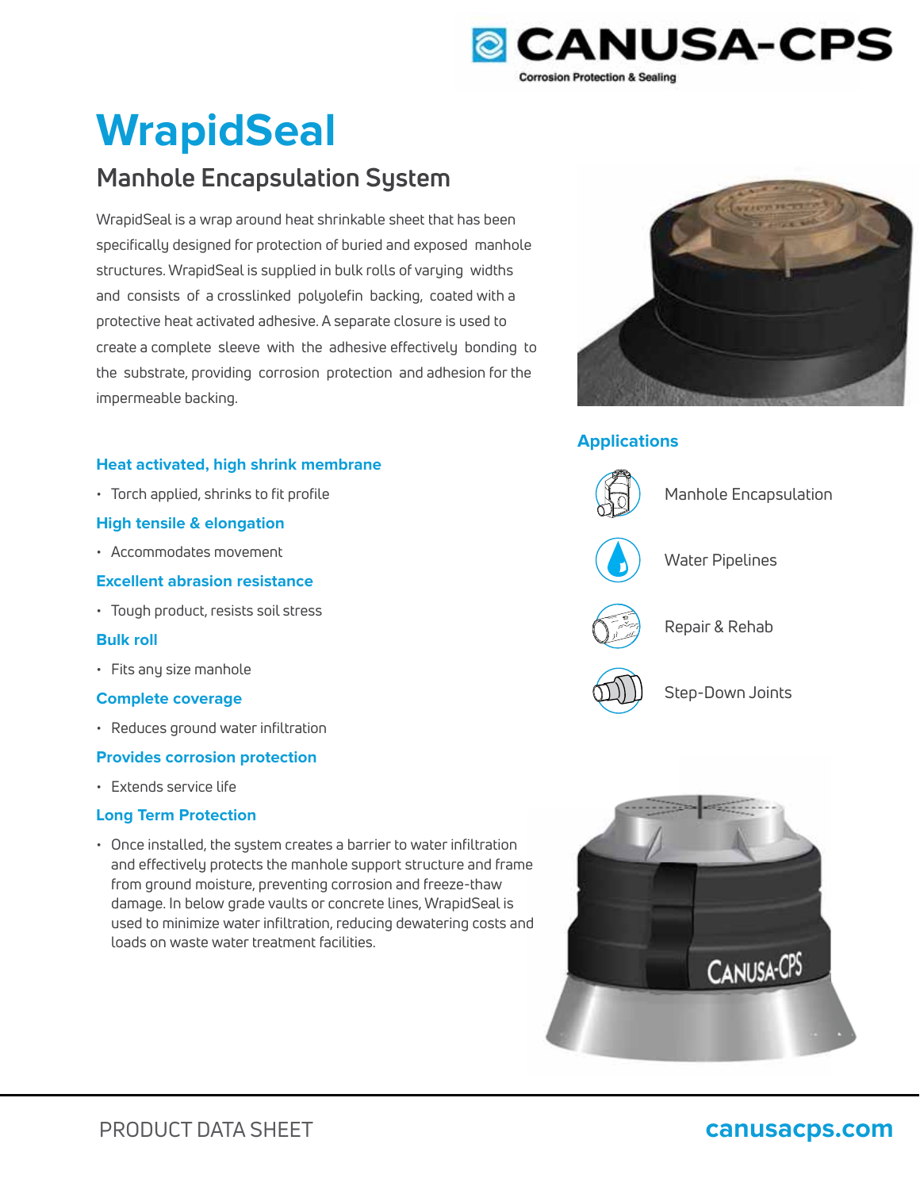# WrapidSeal

## Manhole Encapsulation System

WrapidSeal is a wrap around heat shrinkable sheet that has been specifically designed for protection of buried and exposed manhole structures. WrapidSeal is supplied in bulk rolls of varying widths and consists of a crosslinked polyolefin backing, coated with a protective heat activated adhesive. A separate closure is used to create a complete sleeve with the adhesive effectively bonding to the substrate, providing corrosion protection and adhesion for the impermeable backing.

### Heat activated, high shrink membrane

- Torch applied, shrinks to fit profile

### High tensile & elongation

- Accommodates movement

### Excellent abrasion resistance

- Tough product, resists soil stress

### Bulk roll

- Fits any size manhole

### Complete coverage

- Reduces ground water infiltration

### Provides corrosion protection

- Extends service life

### Long Term Protection

- Once installed, the system creates a barrier to water infiltration and effectively protects the manhole support structure and frame from ground moisture, preventing corrosion and freeze-thaw damage. In below grade vaults or concrete lines, WrapidSeal is used to minimize water infiltration, reducing dewatering costs and loads on waste water treatment facilities.

### Applications

- Manhole Encapsulation
- Water Pipelines
- Repair & Rehab
- Step-Down Joints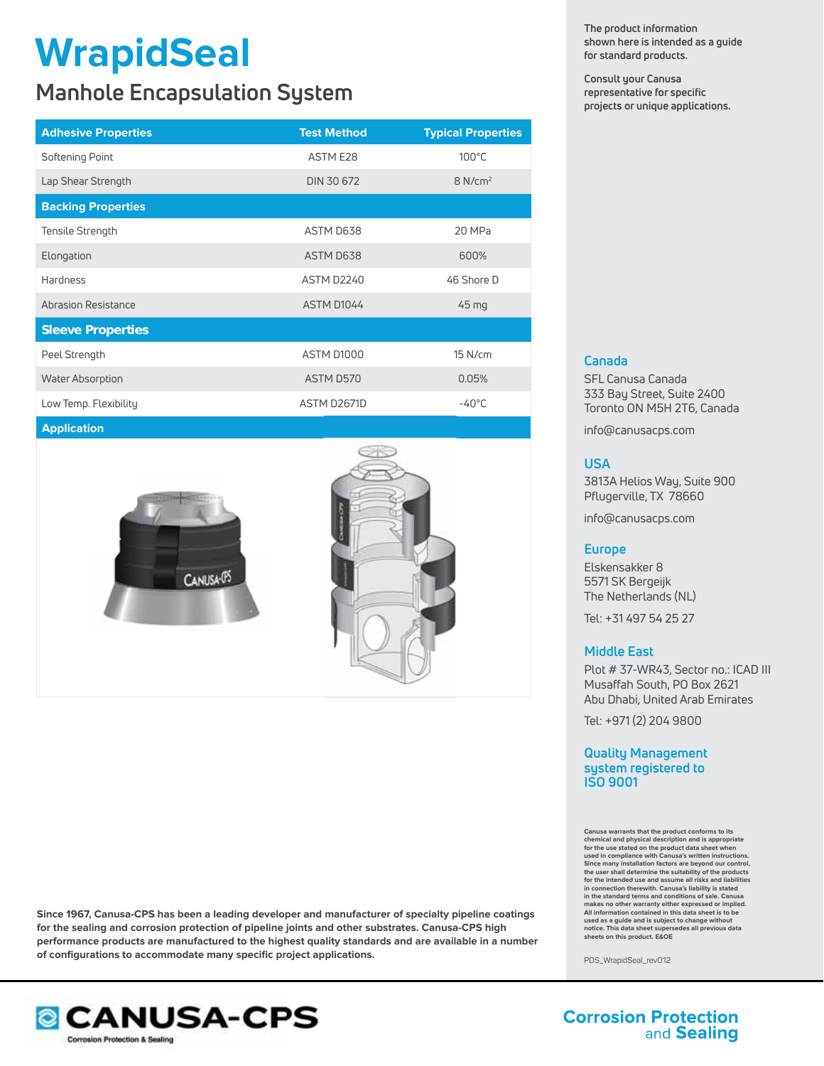# WrapidSeal

## Manhole Encapsulation System

| Adhesive Properties | Test Method | Typical Properties |
|---|---|---|
| Softening Point | ASTM E28 | 100°C |
| Lap Shear Strength | DIN 30 672 | 8 N/cm² |
| **Backing Properties** | | |
| Tensile Strength | ASTM D638 | 20 MPa |
| Elongation | ASTM D638 | 600% |
| Hardness | ASTM D2240 | 46 Shore D |
| Abrasion Resistance | ASTM D1044 | 45 mg |
| **Sleeve Properties** | | |
| Peel Strength | ASTM D1000 | 15 N/cm |
| Water Absorption | ASTM D570 | 0.05% |
| Low Temp. Flexibility | ASTM D2671D | -40°C |

**Application**

**Since 1967, Canusa-CPS has been a leading developer and manufacturer of specialty pipeline coatings for the sealing and corrosion protection of pipeline joints and other substrates. Canusa-CPS high performance products are manufactured to the highest quality standards and are available in a number of configurations to accommodate many specific project applications.**

The product information shown here is intended as a guide for standard products.

Consult your Canusa representative for specific projects or unique applications.

### Canada

SFL Canusa Canada
333 Bay Street, Suite 2400
Toronto ON M5H 2T6, Canada

info@canusacps.com

### USA

3813A Helios Way, Suite 900
Pflugerville, TX 78660

info@canusacps.com

### Europe

Elskensakker 8
5571 SK Bergeijk
The Netherlands (NL)

Tel: +31 497 54 25 27

### Middle East

Plot # 37-WR43, Sector no.: ICAD III
Musaffah South, PO Box 2621
Abu Dhabi, United Arab Emirates

Tel: +971 (2) 204 9800

### Quality Management system registered to ISO 9001

Canusa warrants that the product conforms to its chemical and physical description and is appropriate for the use stated on the product data sheet when used in compliance with Canusa's written instructions. Since many installation factors are beyond our control, the user shall determine the suitability of the products for the intended use and assume all risks and liabilities in connection therewith. Canusa's liability is stated in the standard terms and conditions of sale. Canusa makes no other warranty either expressed or implied. All information contained in this data sheet is to be used as a guide and is subject to change without notice. This data sheet supersedes all previous data sheets on this product. E&OE

PDS_WrapidSeal_rev012

CANUSA-CPS
Corrosion Protection & Sealing

Corrosion Protection and Sealing